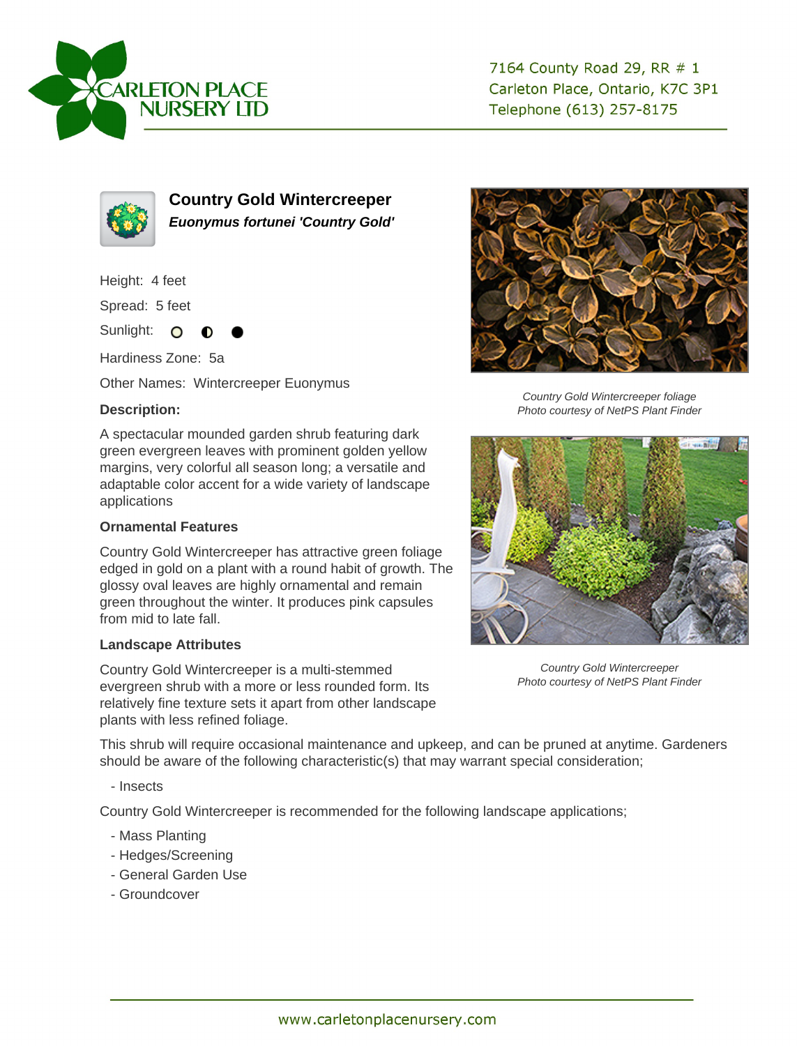CARLETON PLACE NURSERY LTD

7164 County Road 29, RR # 1
Carleton Place, Ontario, K7C 3P1
Telephone (613) 257-8175

## Country Gold Wintercreeper

***Euonymus fortunei 'Country Gold'***

Height: 4 feet

Spread: 5 feet

Sunlight: ○ ◐ ●

Hardiness Zone: 5a

Other Names: Wintercreeper Euonymus

### Description:

A spectacular mounded garden shrub featuring dark green evergreen leaves with prominent golden yellow margins, very colorful all season long; a versatile and adaptable color accent for a wide variety of landscape applications

### Ornamental Features

Country Gold Wintercreeper has attractive green foliage edged in gold on a plant with a round habit of growth. The glossy oval leaves are highly ornamental and remain green throughout the winter. It produces pink capsules from mid to late fall.

### Landscape Attributes

Country Gold Wintercreeper is a multi-stemmed evergreen shrub with a more or less rounded form. Its relatively fine texture sets it apart from other landscape plants with less refined foliage.

This shrub will require occasional maintenance and upkeep, and can be pruned at anytime. Gardeners should be aware of the following characteristic(s) that may warrant special consideration;

- Insects

Country Gold Wintercreeper is recommended for the following landscape applications;

- Mass Planting
- Hedges/Screening
- General Garden Use
- Groundcover

*Country Gold Wintercreeper foliage*
*Photo courtesy of NetPS Plant Finder*

*Country Gold Wintercreeper*
*Photo courtesy of NetPS Plant Finder*

www.carletonplacenursery.com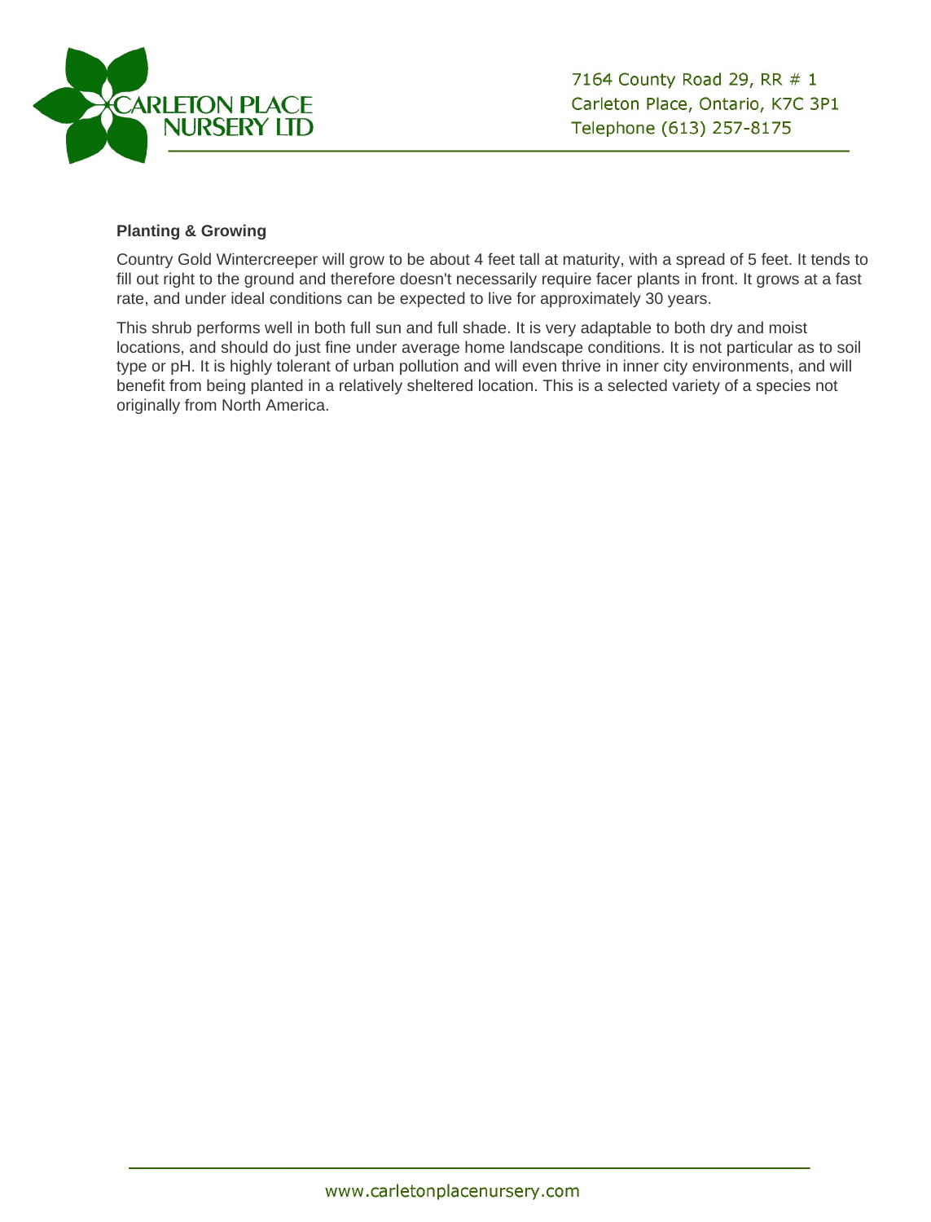## Planting & Growing

Country Gold Wintercreeper will grow to be about 4 feet tall at maturity, with a spread of 5 feet. It tends to fill out right to the ground and therefore doesn't necessarily require facer plants in front. It grows at a fast rate, and under ideal conditions can be expected to live for approximately 30 years.

This shrub performs well in both full sun and full shade. It is very adaptable to both dry and moist locations, and should do just fine under average home landscape conditions. It is not particular as to soil type or pH. It is highly tolerant of urban pollution and will even thrive in inner city environments, and will benefit from being planted in a relatively sheltered location. This is a selected variety of a species not originally from North America.